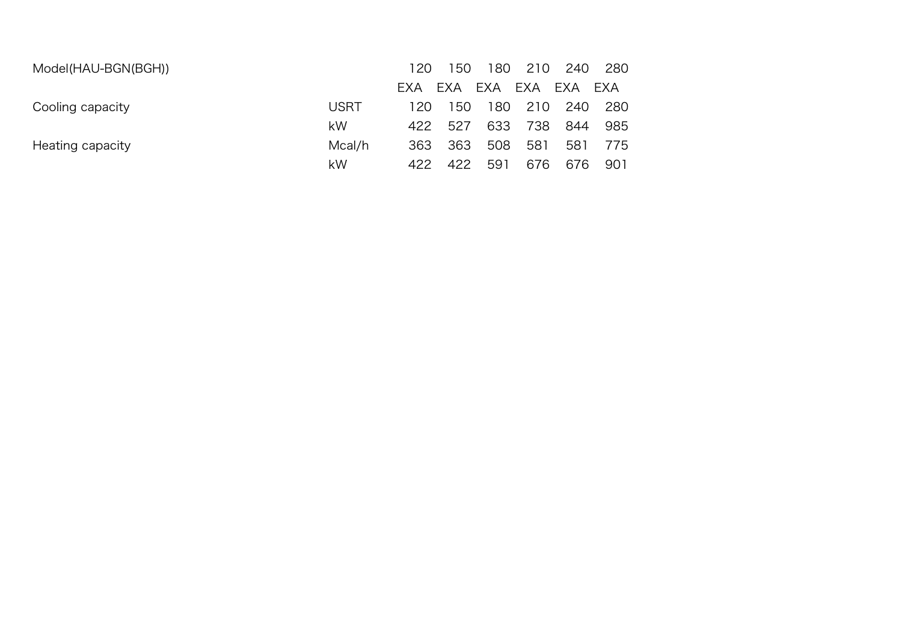| Model(HAU-BGN(BGH)) | | 120 | 150 | 180 | 210 | 240 | 280 |
|---|---|---|---|---|---|---|---|
| | | EXA | EXA | EXA | EXA | EXA | EXA |
| Cooling capacity | USRT | 120 | 150 | 180 | 210 | 240 | 280 |
| | kW | 422 | 527 | 633 | 738 | 844 | 985 |
| Heating capacity | Mcal/h | 363 | 363 | 508 | 581 | 581 | 775 |
| | kW | 422 | 422 | 591 | 676 | 676 | 901 |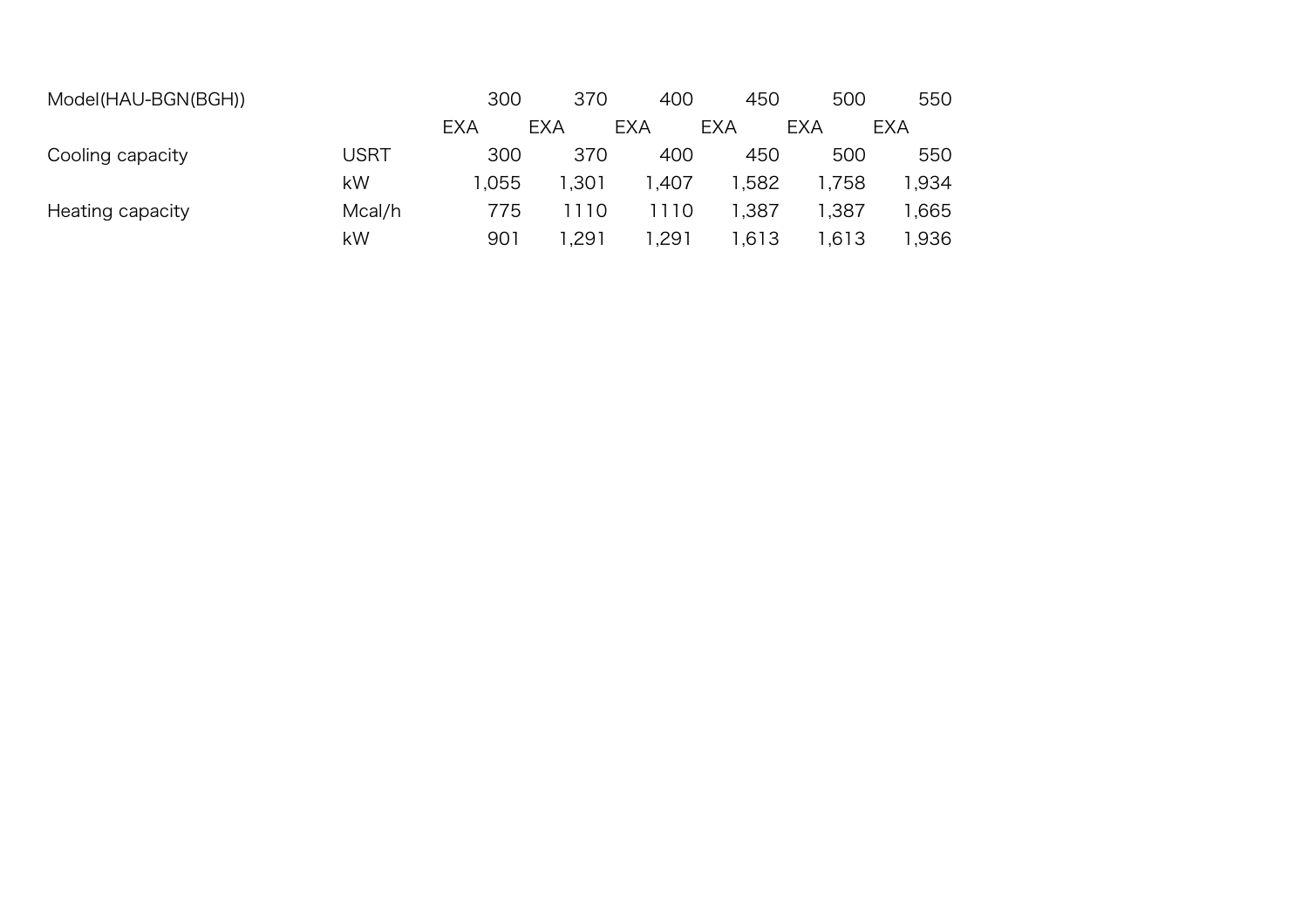| Model(HAU-BGN(BGH)) | | 300 | 370 | 400 | 450 | 500 | 550 |
|---|---|---|---|---|---|---|---|
| | | EXA | EXA | EXA | EXA | EXA | EXA |
| Cooling capacity | USRT | 300 | 370 | 400 | 450 | 500 | 550 |
| | kW | 1,055 | 1,301 | 1,407 | 1,582 | 1,758 | 1,934 |
| Heating capacity | Mcal/h | 775 | 1110 | 1110 | 1,387 | 1,387 | 1,665 |
| | kW | 901 | 1,291 | 1,291 | 1,613 | 1,613 | 1,936 |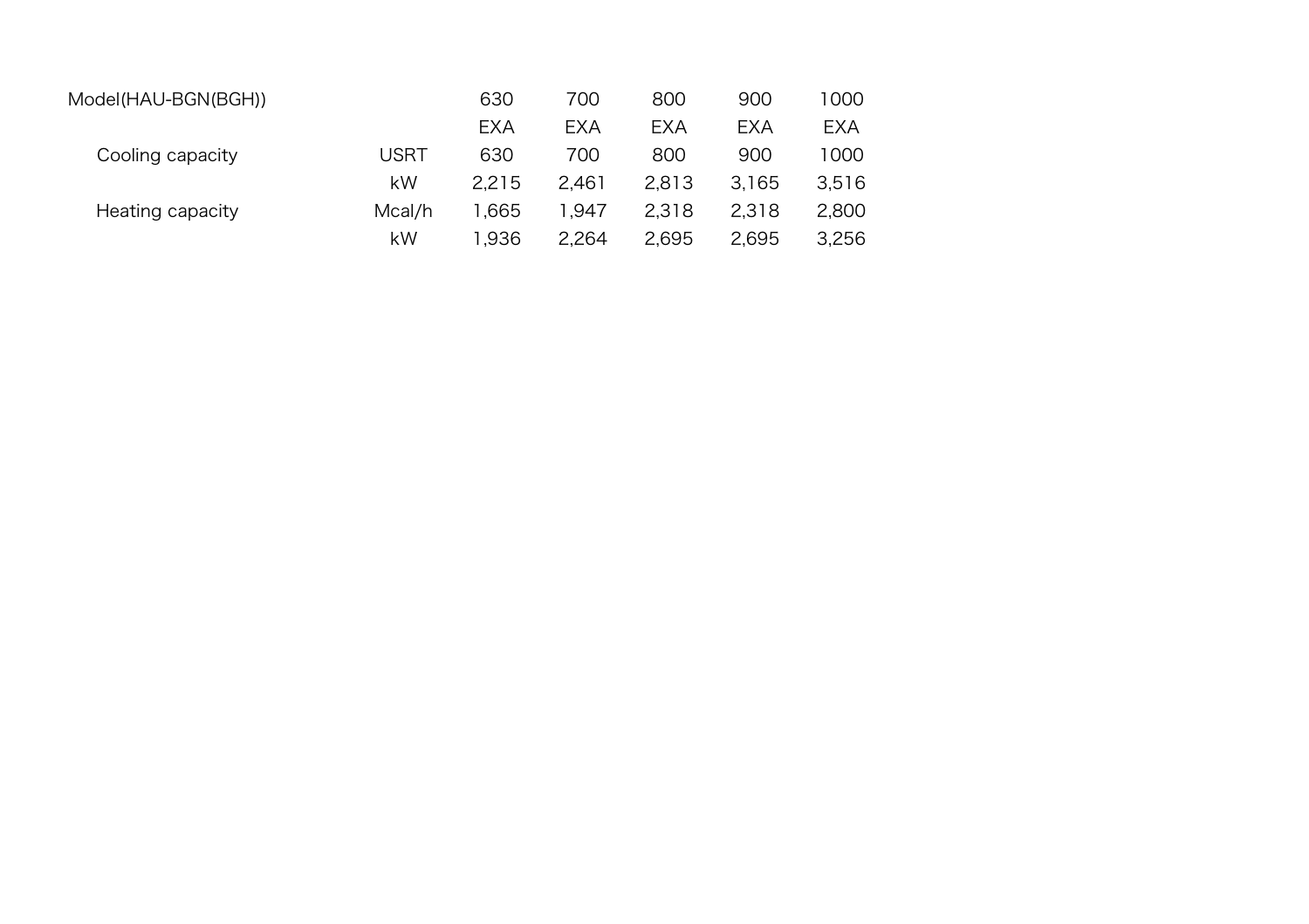| Model(HAU-BGN(BGH)) | | 630 | 700 | 800 | 900 | 1000 |
|---|---|---|---|---|---|---|
| | | EXA | EXA | EXA | EXA | EXA |
| Cooling capacity | USRT | 630 | 700 | 800 | 900 | 1000 |
| | kW | 2,215 | 2,461 | 2,813 | 3,165 | 3,516 |
| Heating capacity | Mcal/h | 1,665 | 1,947 | 2,318 | 2,318 | 2,800 |
| | kW | 1,936 | 2,264 | 2,695 | 2,695 | 3,256 |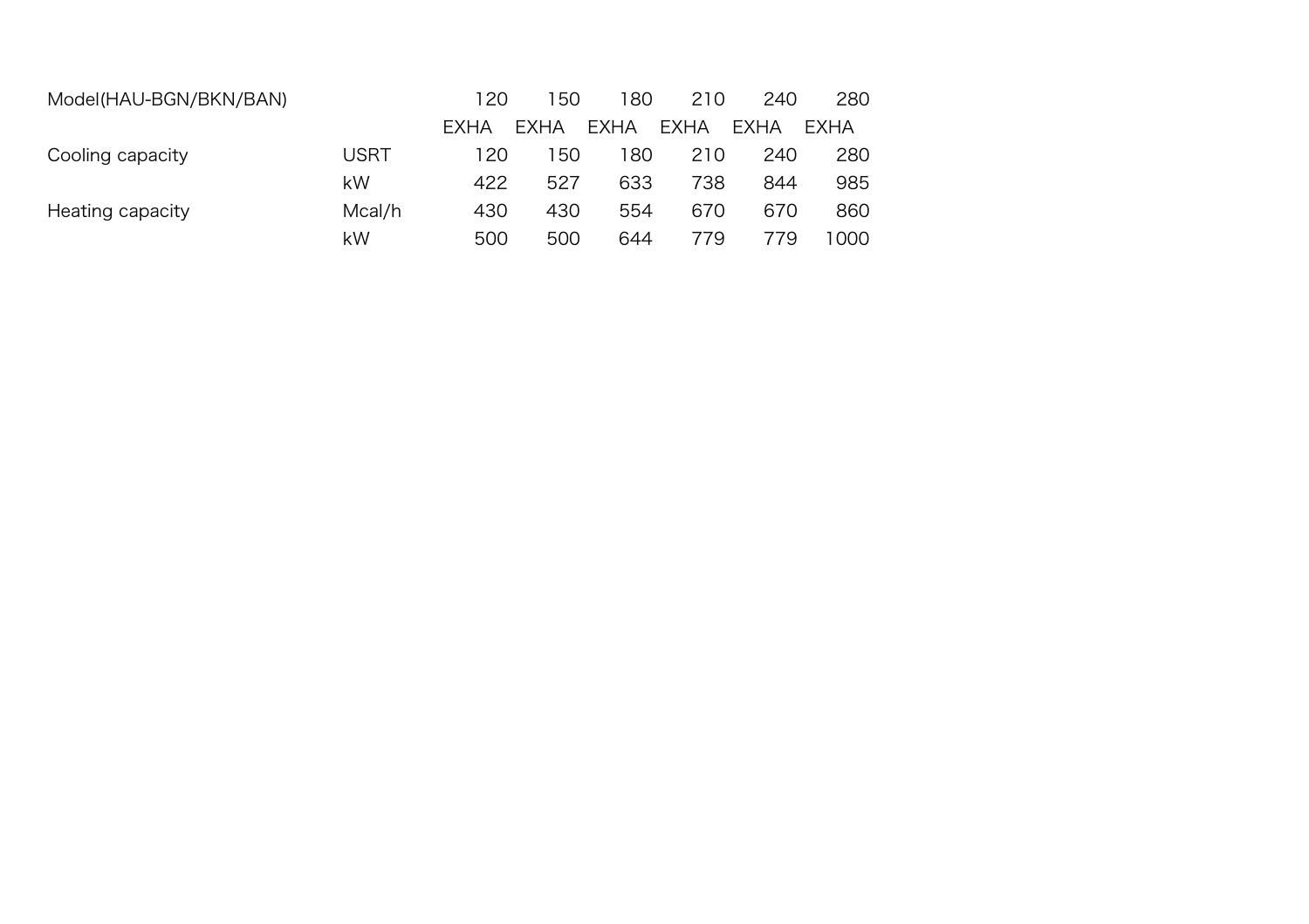| Model(HAU-BGN/BKN/BAN) | | 120 EXHA | 150 EXHA | 180 EXHA | 210 EXHA | 240 EXHA | 280 EXHA |
|---|---|---|---|---|---|---|---|
| Cooling capacity | USRT | 120 | 150 | 180 | 210 | 240 | 280 |
| | kW | 422 | 527 | 633 | 738 | 844 | 985 |
| Heating capacity | Mcal/h | 430 | 430 | 554 | 670 | 670 | 860 |
| | kW | 500 | 500 | 644 | 779 | 779 | 1000 |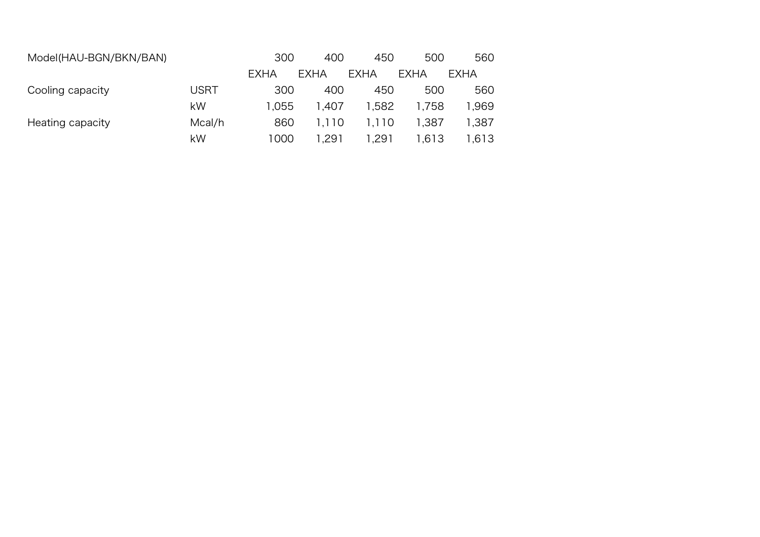| Model(HAU-BGN/BKN/BAN) | | 300 EXHA | 400 EXHA | 450 EXHA | 500 EXHA | 560 EXHA |
|---|---|---|---|---|---|---|
| Cooling capacity | USRT | 300 | 400 | 450 | 500 | 560 |
| | kW | 1,055 | 1,407 | 1,582 | 1,758 | 1,969 |
| Heating capacity | Mcal/h | 860 | 1,110 | 1,110 | 1,387 | 1,387 |
| | kW | 1000 | 1,291 | 1,291 | 1,613 | 1,613 |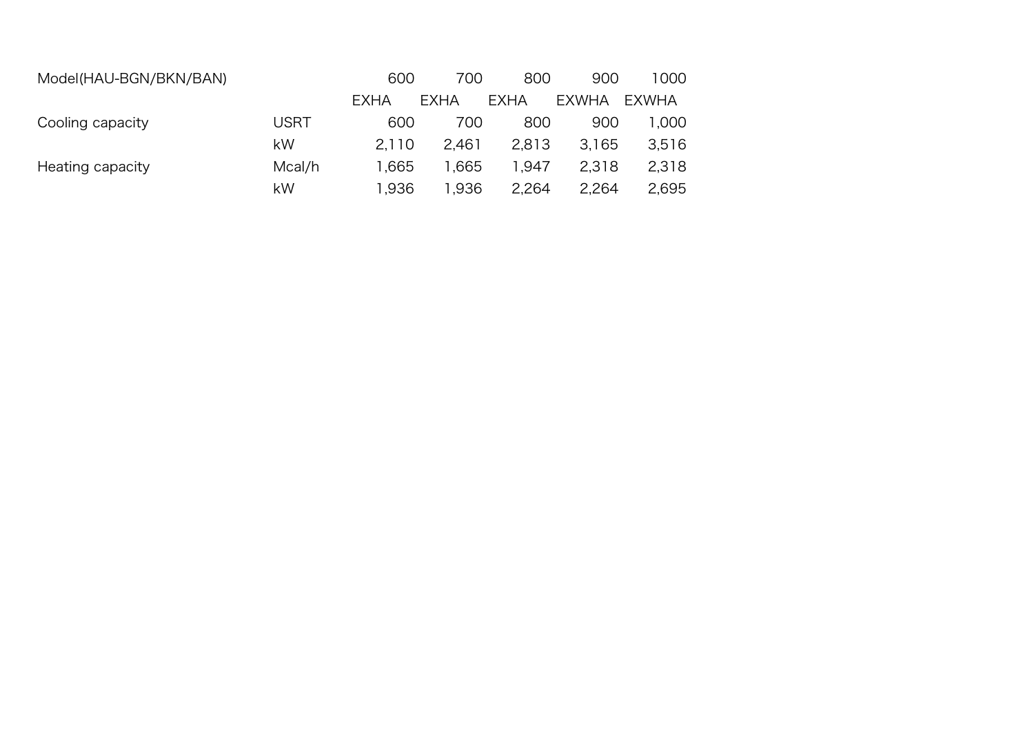| Model(HAU-BGN/BKN/BAN) | | 600 | 700 | 800 | 900 | 1000 |
|---|---|---|---|---|---|---|
| | | EXHA | EXHA | EXHA | EXWHA | EXWHA |
| Cooling capacity | USRT | 600 | 700 | 800 | 900 | 1,000 |
| | kW | 2,110 | 2,461 | 2,813 | 3,165 | 3,516 |
| Heating capacity | Mcal/h | 1,665 | 1,665 | 1,947 | 2,318 | 2,318 |
| | kW | 1,936 | 1,936 | 2,264 | 2,264 | 2,695 |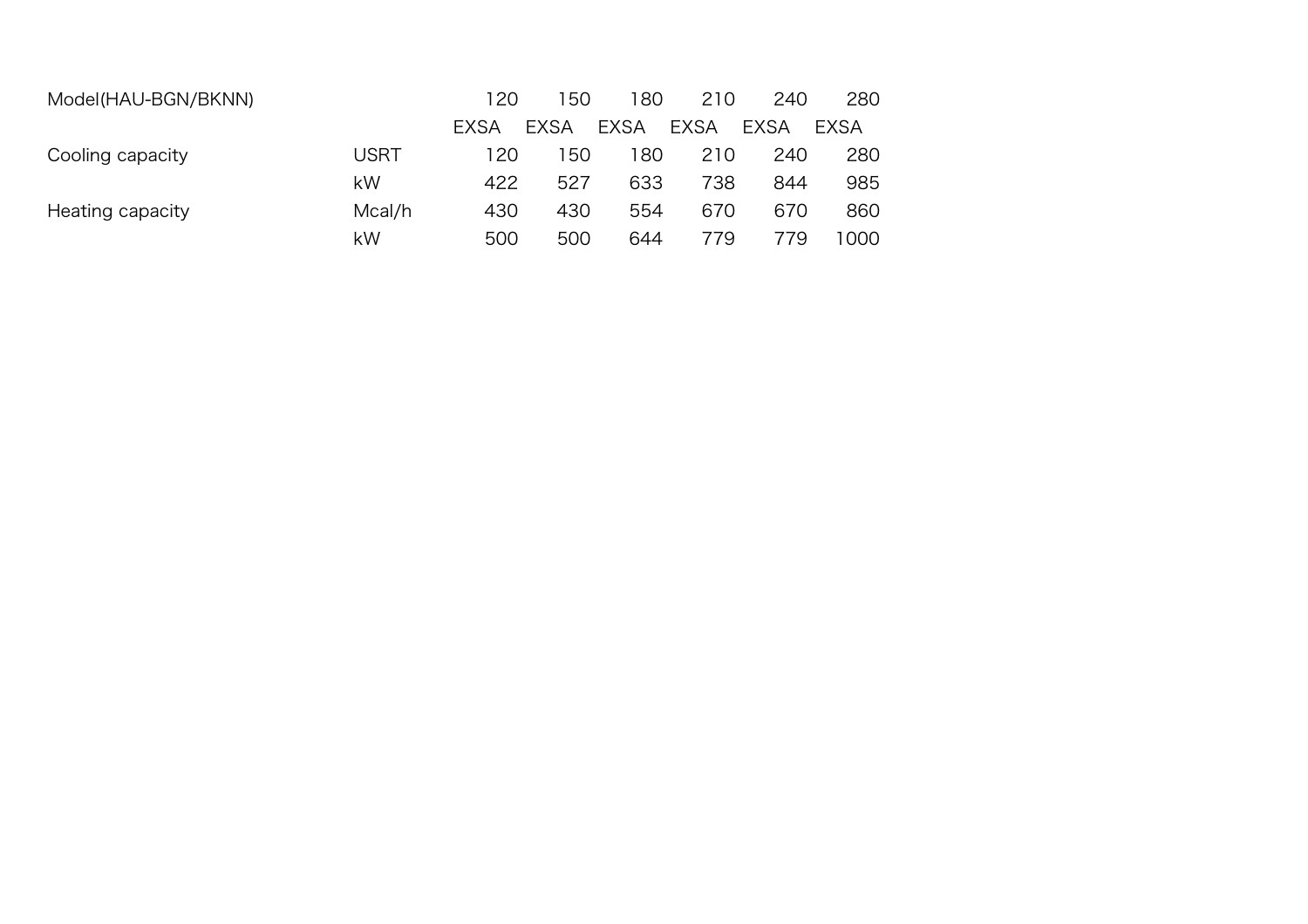| Model(HAU-BGN/BKNN) | | 120 | 150 | 180 | 210 | 240 | 280 |
|---|---|---|---|---|---|---|---|
| | | EXSA | EXSA | EXSA | EXSA | EXSA | EXSA |
| Cooling capacity | USRT | 120 | 150 | 180 | 210 | 240 | 280 |
| | kW | 422 | 527 | 633 | 738 | 844 | 985 |
| Heating capacity | Mcal/h | 430 | 430 | 554 | 670 | 670 | 860 |
| | kW | 500 | 500 | 644 | 779 | 779 | 1000 |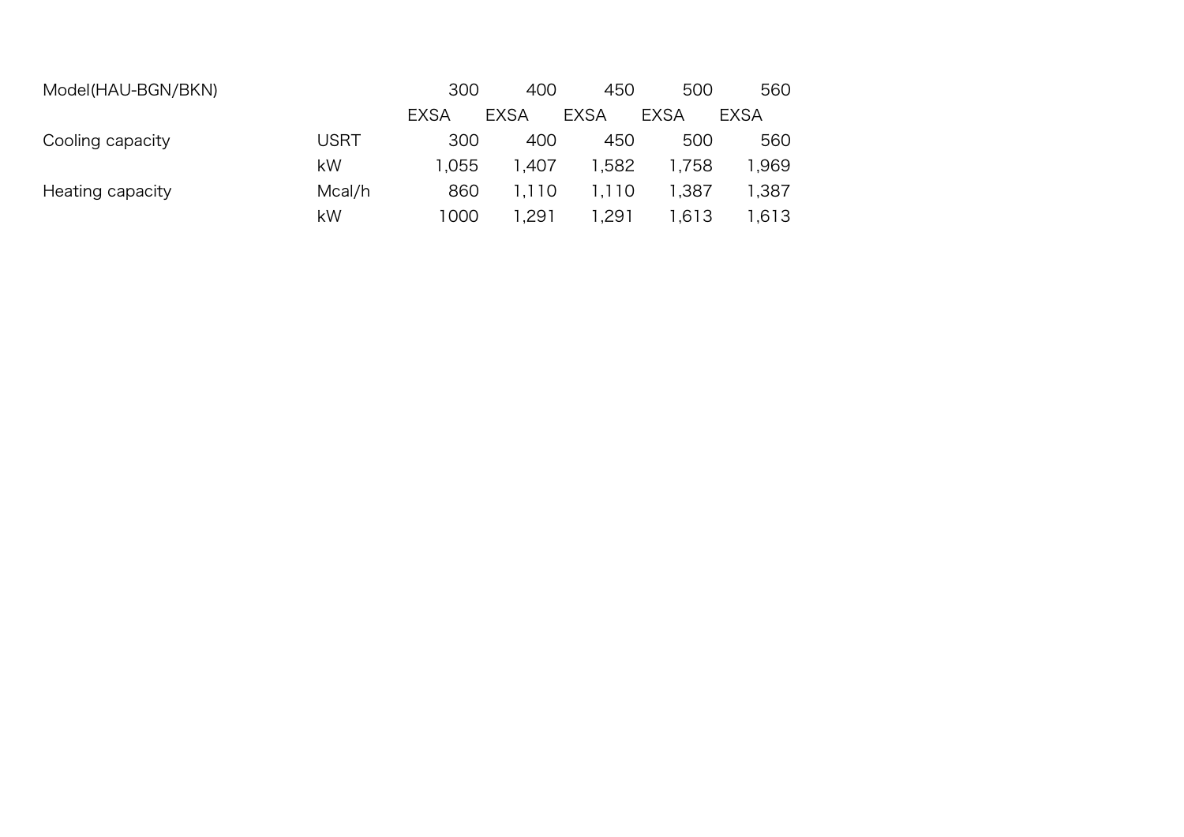| Model(HAU-BGN/BKN) | | 300 | 400 | 450 | 500 | 560 |
|---|---|---|---|---|---|---|
| | | EXSA | EXSA | EXSA | EXSA | EXSA |
| Cooling capacity | USRT | 300 | 400 | 450 | 500 | 560 |
| | kW | 1,055 | 1,407 | 1,582 | 1,758 | 1,969 |
| Heating capacity | Mcal/h | 860 | 1,110 | 1,110 | 1,387 | 1,387 |
| | kW | 1000 | 1,291 | 1,291 | 1,613 | 1,613 |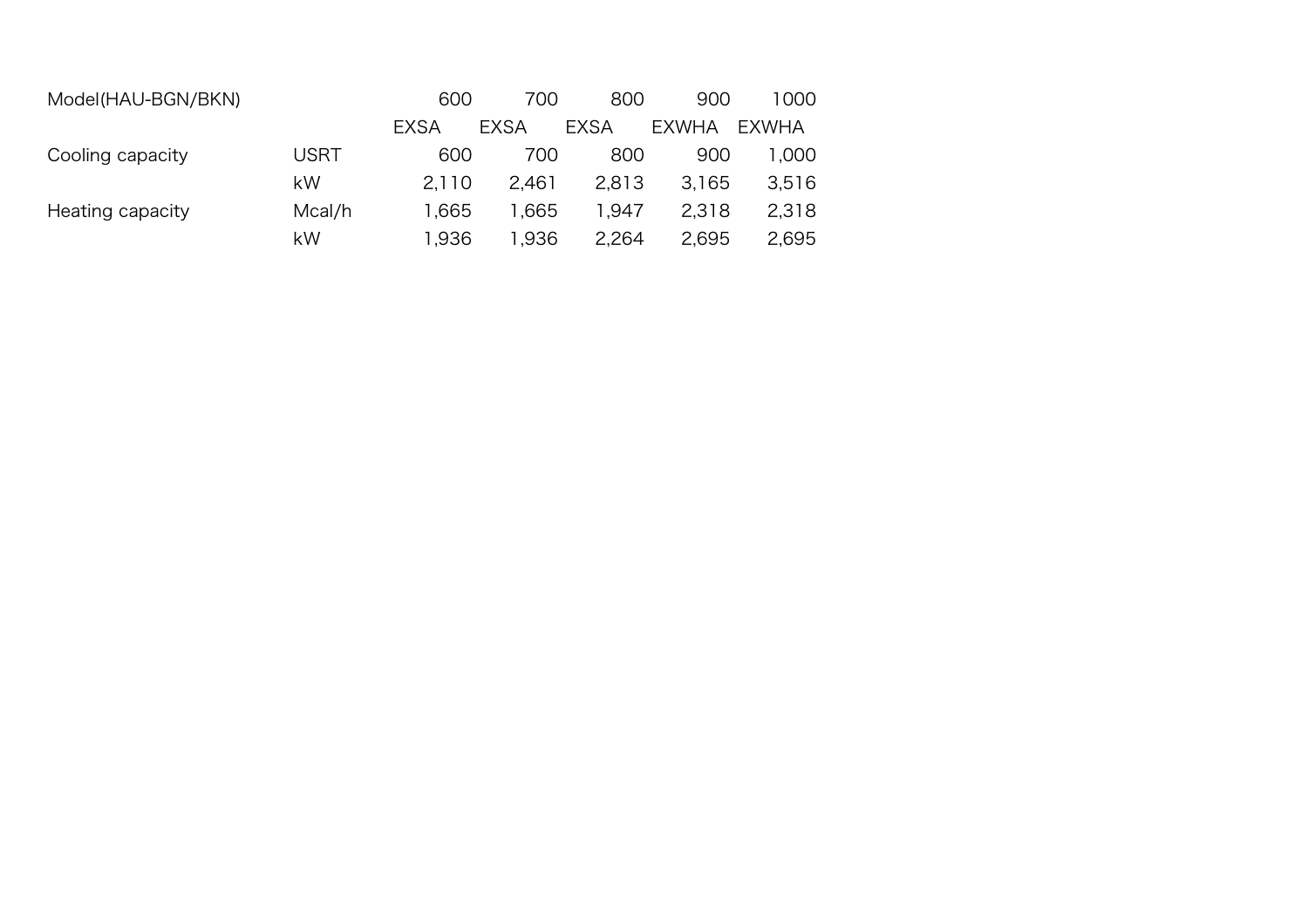| | | | | | | |
|---|---|---|---|---|---|---|
| Model(HAU-BGN/BKN) | | 600 | 700 | 800 | 900 | 1000 |
| | | EXSA | EXSA | EXSA | EXWHA | EXWHA |
| Cooling capacity | USRT | 600 | 700 | 800 | 900 | 1,000 |
| | kW | 2,110 | 2,461 | 2,813 | 3,165 | 3,516 |
| Heating capacity | Mcal/h | 1,665 | 1,665 | 1,947 | 2,318 | 2,318 |
| | kW | 1,936 | 1,936 | 2,264 | 2,695 | 2,695 |